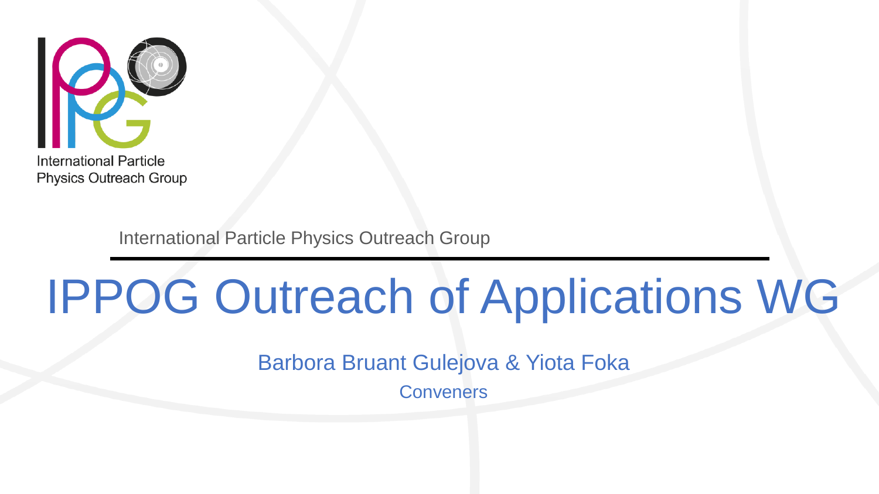International Particle Physics Outreach Group

International Particle Physics Outreach Group

# IPPOG Outreach of Applications WG

Barbora Bruant Gulejova & Yiota Foka

Conveners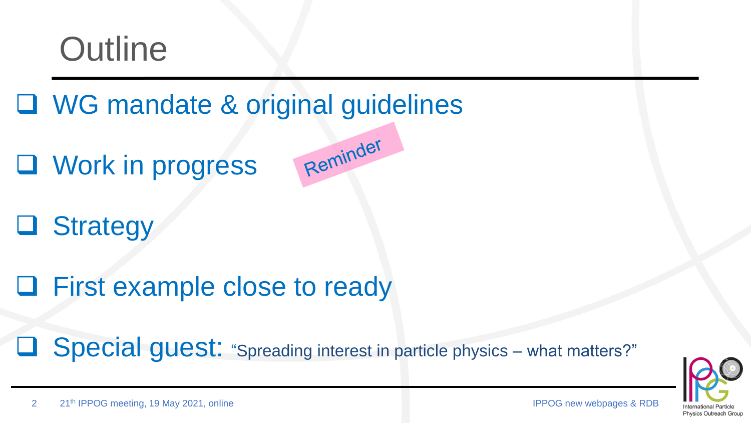# Outline

- WG mandate & original guidelines
- Work in progress — Reminder
- Strategy
- First example close to ready
- Special guest: "Spreading interest in particle physics – what matters?"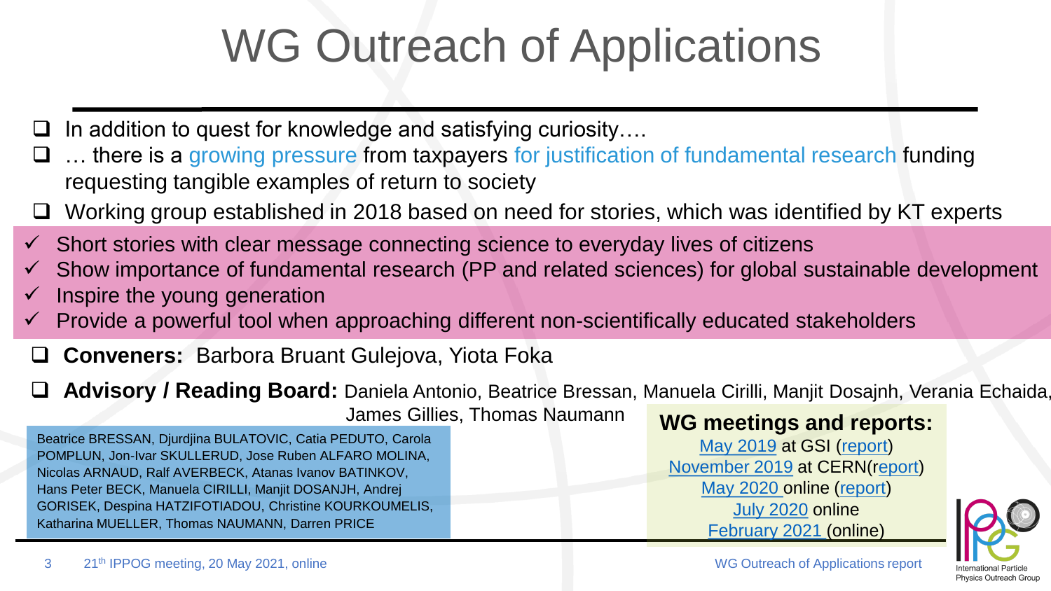# WG Outreach of Applications

- In addition to quest for knowledge and satisfying curiosity….
- … there is a growing pressure from taxpayers for justification of fundamental research funding requesting tangible examples of return to society
- Working group established in 2018 based on need for stories, which was identified by KT experts

- ✓ Short stories with clear message connecting science to everyday lives of citizens
- ✓ Show importance of fundamental research (PP and related sciences) for global sustainable development
- ✓ Inspire the young generation
- ✓ Provide a powerful tool when approaching different non-scientifically educated stakeholders

- **Conveners:** Barbora Bruant Gulejova, Yiota Foka
- **Advisory / Reading Board:** Daniela Antonio, Beatrice Bressan, Manuela Cirilli, Manjit Dosajnh, Verania Echaida, James Gillies, Thomas Naumann

Beatrice BRESSAN, Djurdjina BULATOVIC, Catia PEDUTO, Carola POMPLUN, Jon-Ivar SKULLERUD, Jose Ruben ALFARO MOLINA, Nicolas ARNAUD, Ralf AVERBECK, Atanas Ivanov BATINKOV, Hans Peter BECK, Manuela CIRILLI, Manjit DOSANJH, Andrej GORISEK, Despina HATZIFOTIADOU, Christine KOURKOUMELIS, Katharina MUELLER, Thomas NAUMANN, Darren PRICE

**WG meetings and reports:**

May 2019 at GSI (report)
November 2019 at CERN(report)
May 2020 online (report)
July 2020 online
February 2021 (online)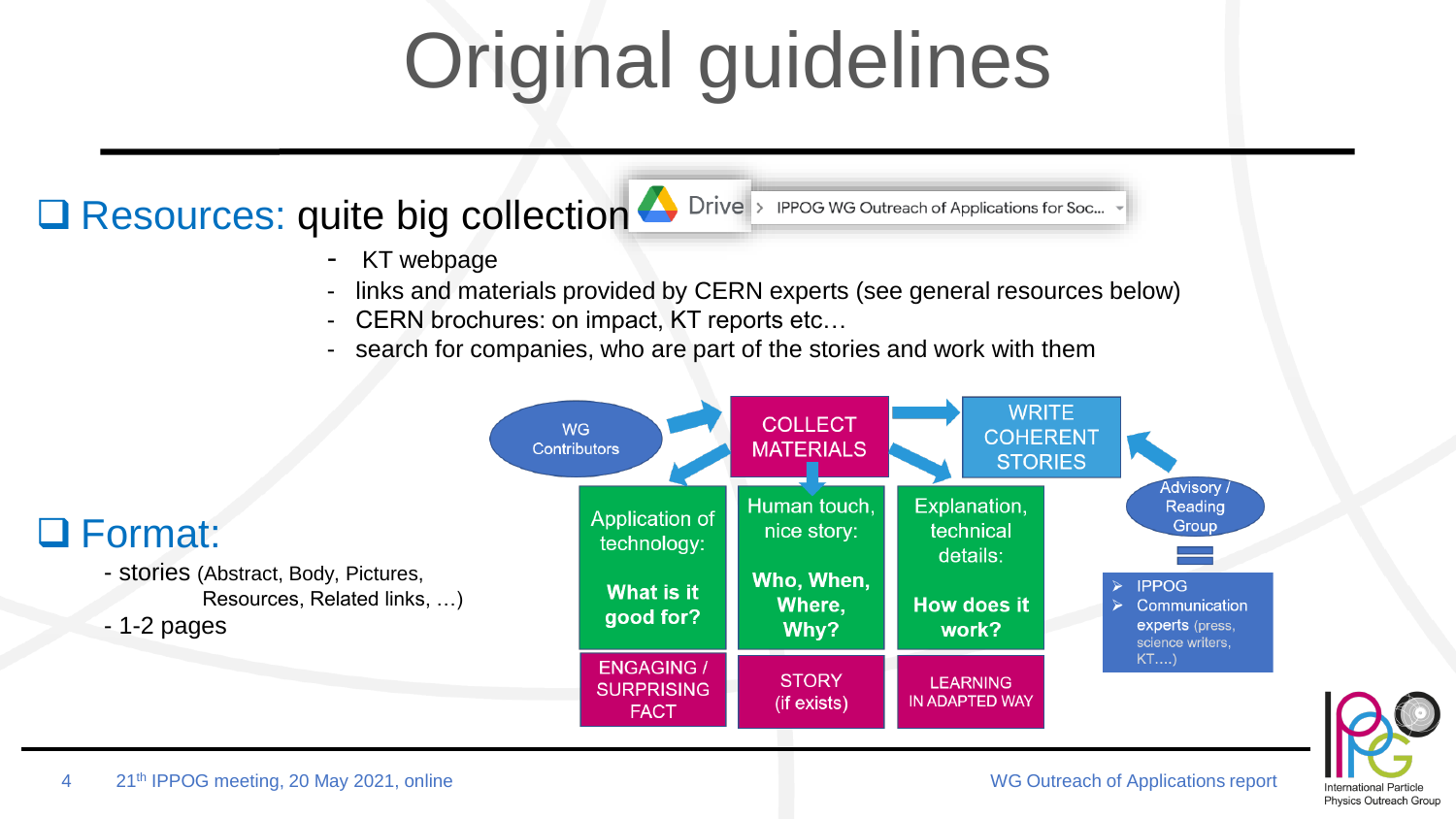# Original guidelines

- **Resources:** quite big collection — Drive > IPPOG WG Outreach of Applications for Soc...
  - KT webpage
  - links and materials provided by CERN experts (see general resources below)
  - CERN brochures: on impact, KT reports etc…
  - search for companies, who are part of the stories and work with them

WG Contributors → COLLECT MATERIALS → WRITE COHERENT STORIES ← Advisory / Reading Group

| Application of technology: **What is it good for?** | Human touch, nice story: **Who, When, Where, Why?** | Explanation, technical details: **How does it work?** |
| --- | --- | --- |
| ENGAGING / SURPRISING FACT | STORY (if exists) | LEARNING IN ADAPTED WAY |

Advisory / Reading Group =

- IPPOG
- Communication experts (press, science writers, KT….)

- **Format:**
  - stories (Abstract, Body, Pictures, Resources, Related links, …)
  - 1-2 pages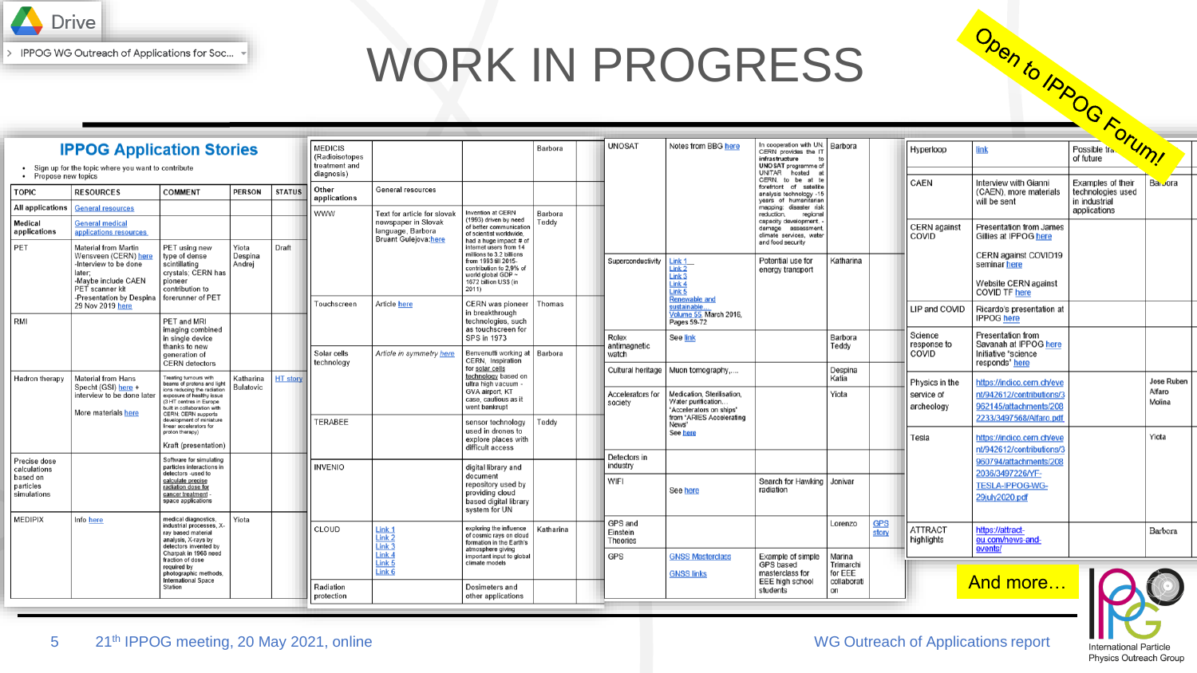Drive

IPPOG WG Outreach of Applications for Soc...

# WORK IN PROGRESS

Open to IPPOG Forum!

## IPPOG Application Stories

- Sign up for the topic where you want to contribute
- Propose new topics

| TOPIC | RESOURCES | COMMENT | PERSON | STATUS |
|---|---|---|---|---|
| All applications | General resources | | | |
| Medical applications | General medical applications resources | | | |
| PET | Material from Martin Wensveen (CERN) here -Interview to be done later; -Maybe include CAEN PET scanner kit -Presentation by Despina 29 Nov 2019 here | PET using new type of dense scintillating crystals; CERN has pioneer contribution to forerunner of PET | Yiota Despina Andrej | Draft |
| RMI | | PET and MRI imaging combined in single device thanks to new generation of CERN detectors | | |
| Hadron therapy | Material from Hans Specht (GSI) here + interview to be done later More materials here | Treating tumours with beams of protons and light ions reducing the radiation exposure of healthy tissue (3 HT centres in Europe built in collaboration with CERN. CERN supports development of miniature linear accelerators for proton therapy) Kraft (presentation) | Katharina Bulatovic | HT story |
| Precise dose calculations based on particles simulations | | Software for simulating particles interactions in detectors -used to calculate precise radiation dose for cancer treatment - space applications | | |
| MEDIPIX | Info here | medical diagnostics, industrial processes, X-ray based material analysis, X-rays by detectors invented by Charpak in 1968 need fraction of dose required by photographic methods, International Space Station | Yiota | |
| MEDICIS (Radioisotopes treatment and diagnosis) | | | Barbora | |
| Other applications | General resources | | | |
| WWW | Text for article for slovak newspaper in Slovak language, Barbora Bruant Gulejova: here | Invention at CERN (1993) driven by need of better communication of scientist worldwide, had a huge impact # of internet users from 14 millions to 3.2 billions from 1993 till 2015- contribution to 2,9% of world global GDP ~ 1672 billion US$ (in 2011) | Barbora Teddy | |
| Touchscreen | Article here | CERN was pioneer in breakthrough technologies, such as touchscreen for SPS in 1973 | Thomas | |
| Solar cells technology | Article in symmetry here | Benvenuti working at CERN, inspiration for solar cells technology based on ultra high vacuum - GVA airport, KT case, cautious as it went bankrupt | Barbora | |
| TERABEE | | sensor technology used in drones to explore places with difficult access | Teddy | |
| INVENIO | | digital library and document repository used by providing cloud based digital library system for UN | | |
| CLOUD | Link 1 Link 2 Link 3 Link 4 Link 5 Link 6 | exploring the influence of cosmic rays on cloud formation in the Earth's atmosphere giving important input to global climate models | Katharina | |
| Radiation protection | | Dosimeters and other applications | | |
| UNOSAT | Notes from BBG here | In cooperation with UN, CERN provides the IT infrastructure to UNOSAT programme of UNITAR hosted at CERN, to be at te forefront of satellite analysis technology -15 years of humanitarian mapping: disaster risk reduction, regional capacity development, - damage assessment, climate services, water and food security | Barbora | |
| Superconductivity | Link 1 Link 2 Link 3 Link 4 Link 5 Renewable and sustainable... Volume 55, March 2016, Pages 59-72 | Potential use for energy transport | Katharina | |
| Rolex antimagnetic watch | See link | | Barbora Teddy | |
| Cultural heritage | Muon tomography,... | | Despina Katia | |
| Accelerators for society | Medication, Sterilisation, Water purification... 'Accelerators on ships' from 'ARIES Accelerating News' See here | | Yiota | |
| Detectors in industry | | | | |
| WIFI | See here | Search for Hawking radiation | Jonivar | |
| GPS and Einstein Theories | | | Lorenzo | GPS story |
| GPS | GNSS Masterclass GNSS links | Example of simple GPS based masterclass for EEE high school students | Marina Trimarchi for EEE collaboration | |
| Hyperloop | link | Possible tra... of future | | |
| CAEN | Interview with Gianni (CAEN), more materials will be sent | Examples of their technologies used in industrial applications | Barbora | |
| CERN against COVID | Presentation from James Gillies at IPPOG here CERN against COVID19 seminar here Website CERN against COVID TF here | | | |
| LIP and COVID | Ricardo's presentation at IPPOG here | | | |
| Science response to COVID | Presentation from Savanah at IPPOG here Initiative "science responds" here | | | |
| Physics in the service of archeology | https://indico.cern.ch/event/942612/contributions/3962145/attachments/2082233/3497568/Alfaro.pdf | | Jose Ruben Alfaro Molina | |
| Tesla | https://indico.cern.ch/event/942612/contributions/3960794/attachments/2082036/3497226/YF-TESLA-IPPOG-WG-29july2020.pdf | | Yiota | |
| ATTRACT highlights | https://attract-eu.com/news-and-events/ | | Barbora | |

And more…

International Particle Physics Outreach Group

21th IPPOG meeting, 20 May 2021, online — WG Outreach of Applications report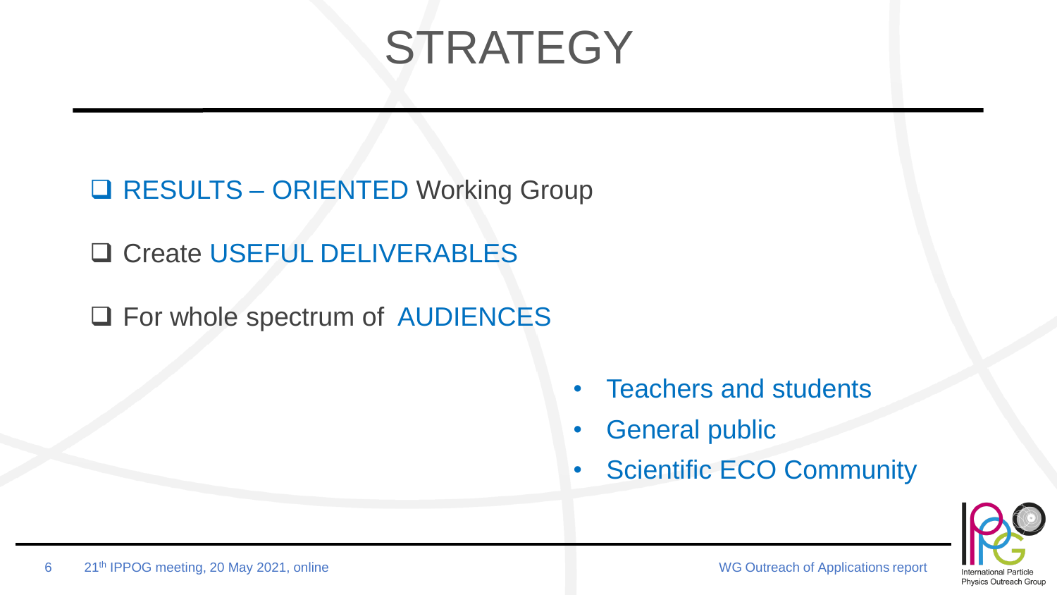# STRATEGY

- RESULTS – ORIENTED Working Group
- Create USEFUL DELIVERABLES
- For whole spectrum of AUDIENCES
  - Teachers and students
  - General public
  - Scientific ECO Community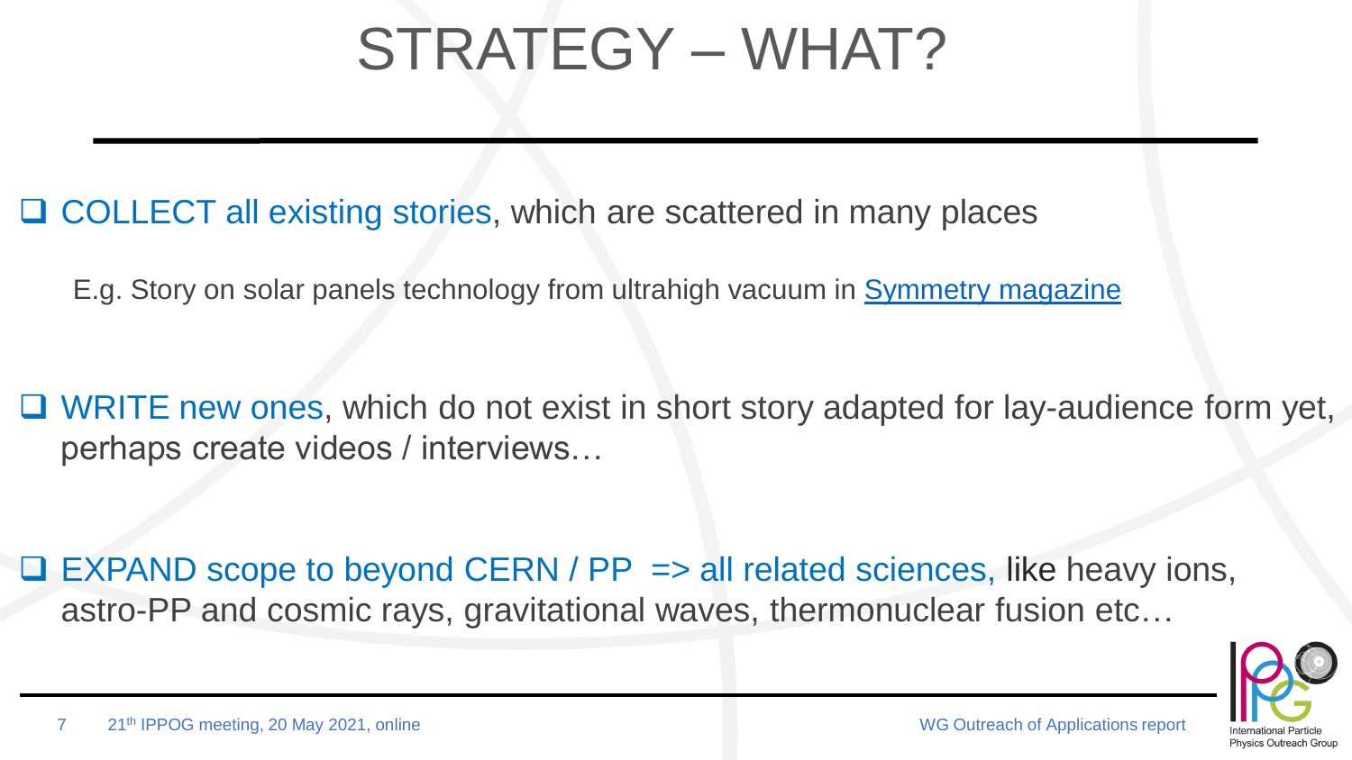# STRATEGY – WHAT?

- COLLECT all existing stories, which are scattered in many places

  E.g. Story on solar panels technology from ultrahigh vacuum in [Symmetry magazine]

- WRITE new ones, which do not exist in short story adapted for lay-audience form yet, perhaps create videos / interviews…

- EXPAND scope to beyond CERN / PP => all related sciences, like heavy ions, astro-PP and cosmic rays, gravitational waves, thermonuclear fusion etc…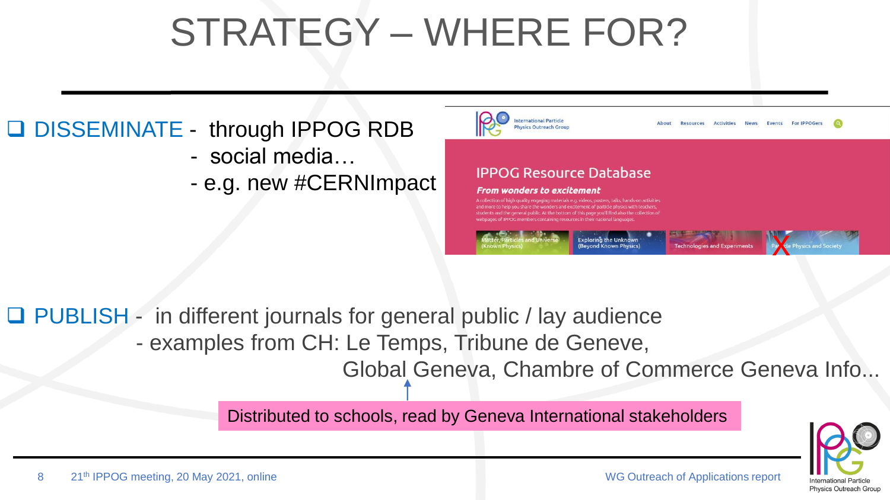# STRATEGY – WHERE FOR?

- **DISSEMINATE** - through IPPOG RDB
  - social media…
  - e.g. new #CERNImpact

IPPOG Resource Database

*From wonders to excitement*

A collection of high quality engaging materials e.g. videos, posters, talks, hands-on activities and more to help you share the wonders and excitement of particle physics with teachers, students and the general public. At the bottom of this page you'll find also the collection of webpages of IPPOG members containing resources in their national languages.

Matter, Particles and Universe (Known Physics) | Exploring the Unknown (Beyond Known Physics) | Technologies and Experiments | Particle Physics and Society

- **PUBLISH** - in different journals for general public / lay audience
  - examples from CH: Le Temps, Tribune de Geneve, Global Geneva, Chambre of Commerce Geneva Info...

Distributed to schools, read by Geneva International stakeholders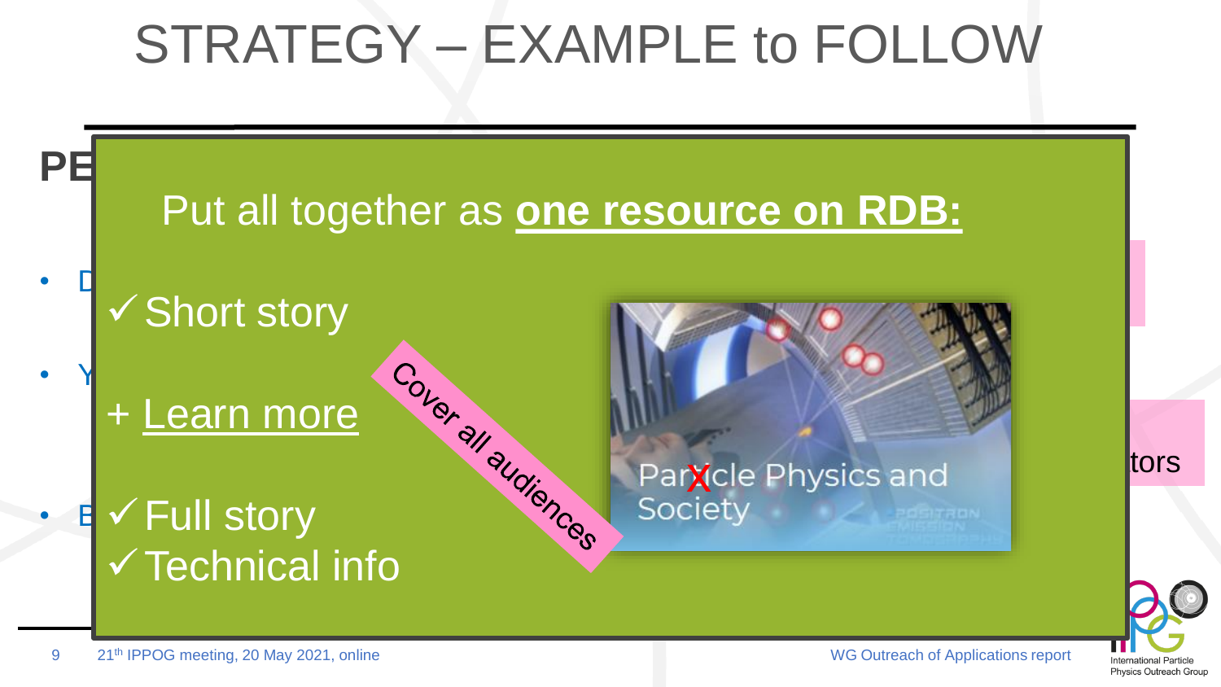# STRATEGY – EXAMPLE to FOLLOW

Put all together as **one resource on RDB:**

- ✓ Short story
- + Learn more
- ✓ Full story
- ✓ Technical info

Cover all audiences

Particle Physics and Society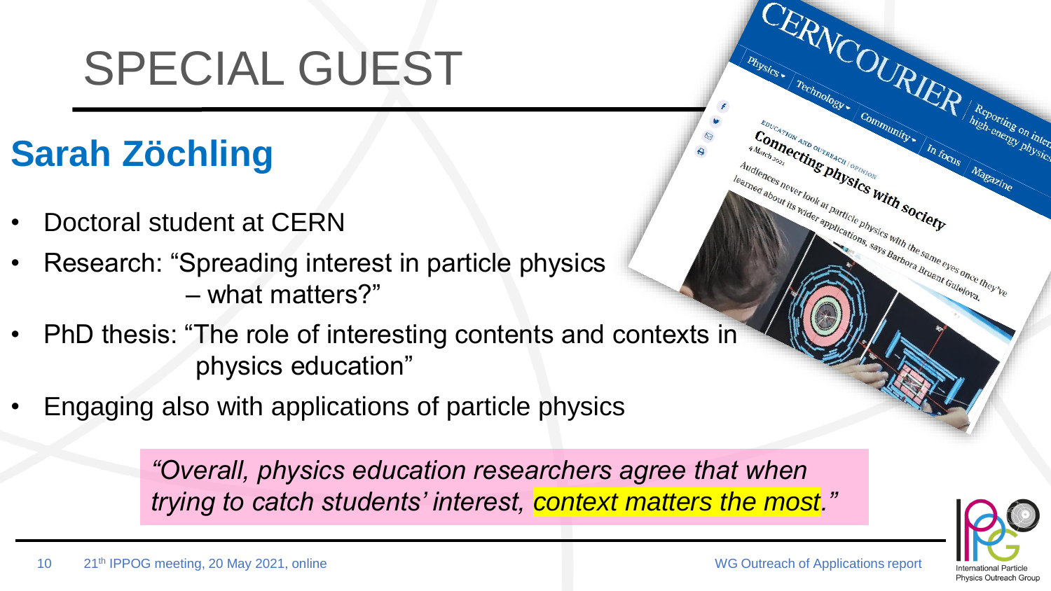# SPECIAL GUEST

## Sarah Zöchling

- Doctoral student at CERN
- Research: "Spreading interest in particle physics – what matters?"
- PhD thesis: "The role of interesting contents and contexts in physics education"
- Engaging also with applications of particle physics

CERNCOURIER Reporting on international high-energy physics

Physics Technology Community In focus Magazine

EDUCATION AND OUTREACH | OPINION

**Connecting physics with society**

4 March 2021

Audiences never look at particle physics with the same eyes once they've learned about its wider applications, says Barbora Bruant Gulejova.

> *"Overall, physics education researchers agree that when trying to catch students' interest, context matters the most."*